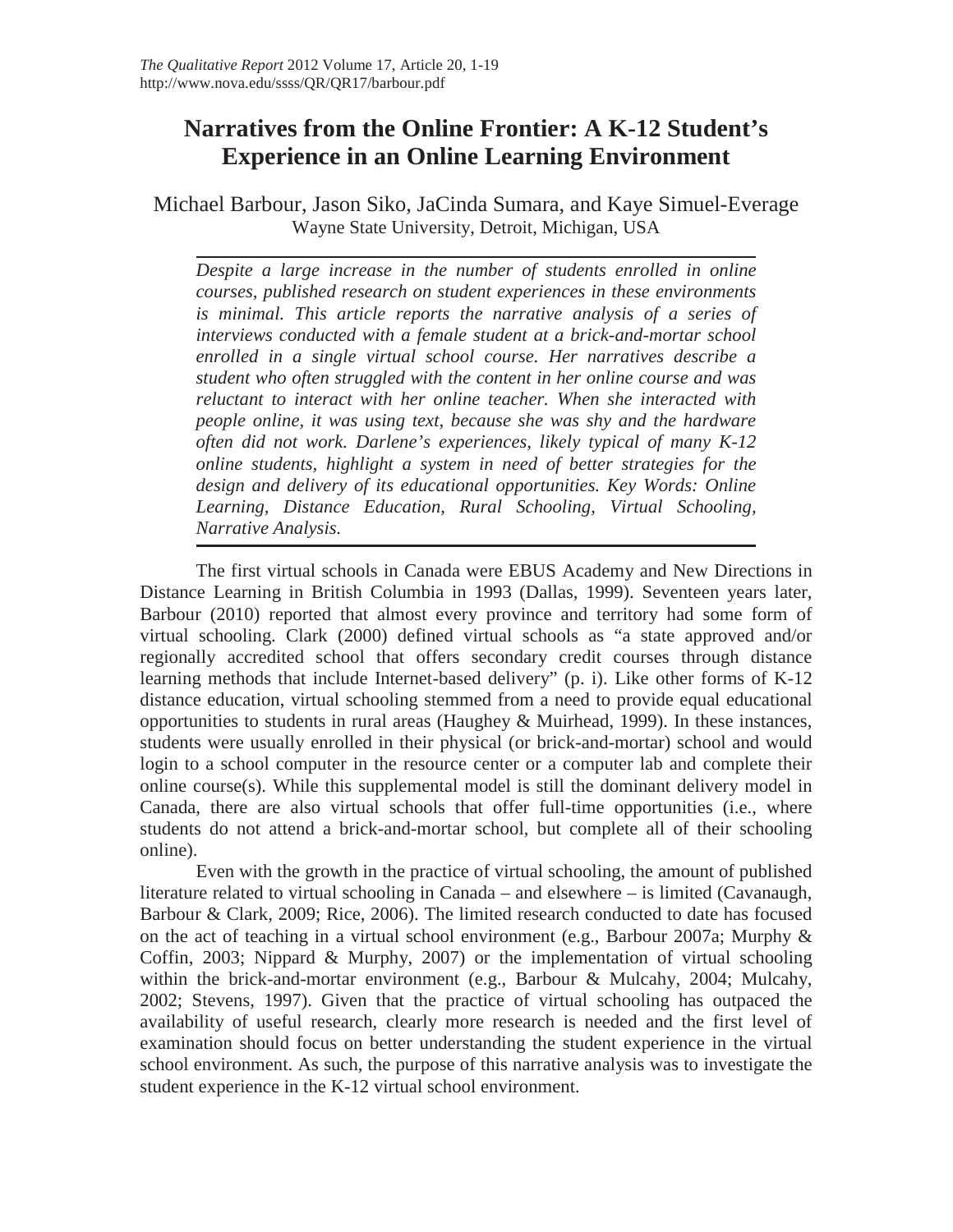# Narratives from the Online Frontier: A K-12 Student's Experience in an Online Learning Environment

Michael Barbour, Jason Siko, JaCinda Sumara, and Kaye Simuel-Everage
Wayne State University, Detroit, Michigan, USA

*Despite a large increase in the number of students enrolled in online courses, published research on student experiences in these environments is minimal. This article reports the narrative analysis of a series of interviews conducted with a female student at a brick-and-mortar school enrolled in a single virtual school course. Her narratives describe a student who often struggled with the content in her online course and was reluctant to interact with her online teacher. When she interacted with people online, it was using text, because she was shy and the hardware often did not work. Darlene's experiences, likely typical of many K-12 online students, highlight a system in need of better strategies for the design and delivery of its educational opportunities. Key Words: Online Learning, Distance Education, Rural Schooling, Virtual Schooling, Narrative Analysis.*

The first virtual schools in Canada were EBUS Academy and New Directions in Distance Learning in British Columbia in 1993 (Dallas, 1999). Seventeen years later, Barbour (2010) reported that almost every province and territory had some form of virtual schooling. Clark (2000) defined virtual schools as "a state approved and/or regionally accredited school that offers secondary credit courses through distance learning methods that include Internet-based delivery" (p. i). Like other forms of K-12 distance education, virtual schooling stemmed from a need to provide equal educational opportunities to students in rural areas (Haughey & Muirhead, 1999). In these instances, students were usually enrolled in their physical (or brick-and-mortar) school and would login to a school computer in the resource center or a computer lab and complete their online course(s). While this supplemental model is still the dominant delivery model in Canada, there are also virtual schools that offer full-time opportunities (i.e., where students do not attend a brick-and-mortar school, but complete all of their schooling online).

Even with the growth in the practice of virtual schooling, the amount of published literature related to virtual schooling in Canada – and elsewhere – is limited (Cavanaugh, Barbour & Clark, 2009; Rice, 2006). The limited research conducted to date has focused on the act of teaching in a virtual school environment (e.g., Barbour 2007a; Murphy & Coffin, 2003; Nippard & Murphy, 2007) or the implementation of virtual schooling within the brick-and-mortar environment (e.g., Barbour & Mulcahy, 2004; Mulcahy, 2002; Stevens, 1997). Given that the practice of virtual schooling has outpaced the availability of useful research, clearly more research is needed and the first level of examination should focus on better understanding the student experience in the virtual school environment. As such, the purpose of this narrative analysis was to investigate the student experience in the K-12 virtual school environment.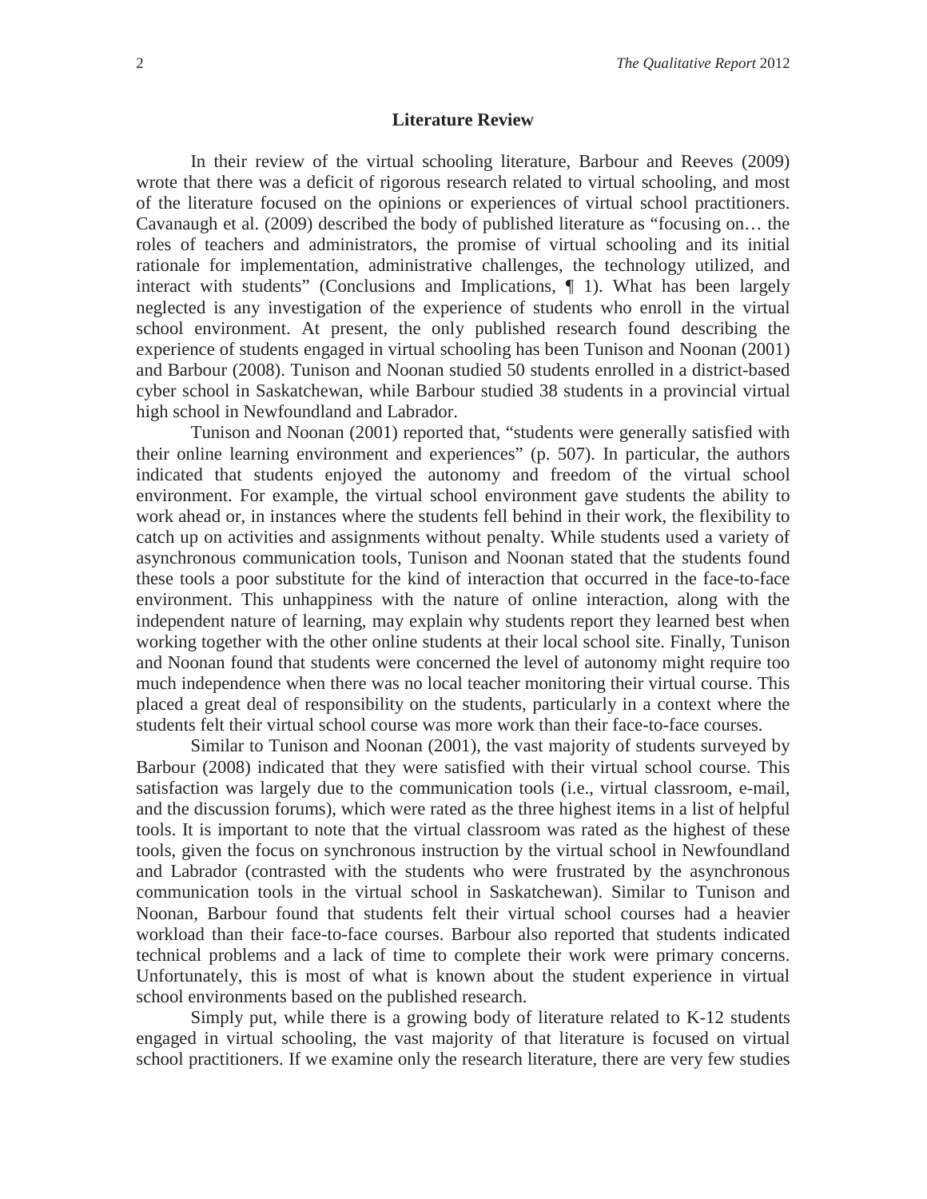## Literature Review

In their review of the virtual schooling literature, Barbour and Reeves (2009) wrote that there was a deficit of rigorous research related to virtual schooling, and most of the literature focused on the opinions or experiences of virtual school practitioners. Cavanaugh et al. (2009) described the body of published literature as "focusing on… the roles of teachers and administrators, the promise of virtual schooling and its initial rationale for implementation, administrative challenges, the technology utilized, and interact with students" (Conclusions and Implications, ¶ 1). What has been largely neglected is any investigation of the experience of students who enroll in the virtual school environment. At present, the only published research found describing the experience of students engaged in virtual schooling has been Tunison and Noonan (2001) and Barbour (2008). Tunison and Noonan studied 50 students enrolled in a district-based cyber school in Saskatchewan, while Barbour studied 38 students in a provincial virtual high school in Newfoundland and Labrador.

Tunison and Noonan (2001) reported that, "students were generally satisfied with their online learning environment and experiences" (p. 507). In particular, the authors indicated that students enjoyed the autonomy and freedom of the virtual school environment. For example, the virtual school environment gave students the ability to work ahead or, in instances where the students fell behind in their work, the flexibility to catch up on activities and assignments without penalty. While students used a variety of asynchronous communication tools, Tunison and Noonan stated that the students found these tools a poor substitute for the kind of interaction that occurred in the face-to-face environment. This unhappiness with the nature of online interaction, along with the independent nature of learning, may explain why students report they learned best when working together with the other online students at their local school site. Finally, Tunison and Noonan found that students were concerned the level of autonomy might require too much independence when there was no local teacher monitoring their virtual course. This placed a great deal of responsibility on the students, particularly in a context where the students felt their virtual school course was more work than their face-to-face courses.

Similar to Tunison and Noonan (2001), the vast majority of students surveyed by Barbour (2008) indicated that they were satisfied with their virtual school course. This satisfaction was largely due to the communication tools (i.e., virtual classroom, e-mail, and the discussion forums), which were rated as the three highest items in a list of helpful tools. It is important to note that the virtual classroom was rated as the highest of these tools, given the focus on synchronous instruction by the virtual school in Newfoundland and Labrador (contrasted with the students who were frustrated by the asynchronous communication tools in the virtual school in Saskatchewan). Similar to Tunison and Noonan, Barbour found that students felt their virtual school courses had a heavier workload than their face-to-face courses. Barbour also reported that students indicated technical problems and a lack of time to complete their work were primary concerns. Unfortunately, this is most of what is known about the student experience in virtual school environments based on the published research.

Simply put, while there is a growing body of literature related to K-12 students engaged in virtual schooling, the vast majority of that literature is focused on virtual school practitioners. If we examine only the research literature, there are very few studies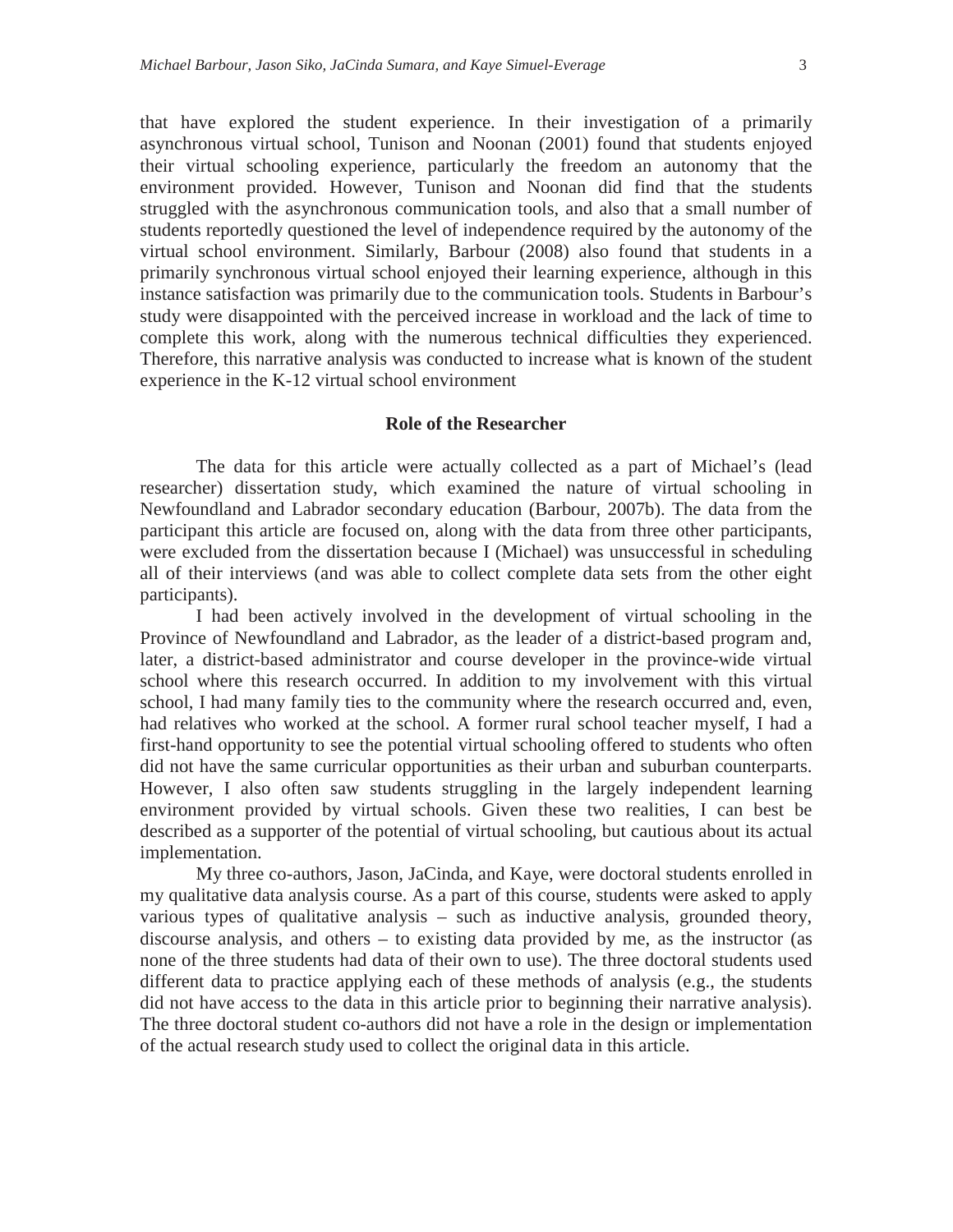that have explored the student experience. In their investigation of a primarily asynchronous virtual school, Tunison and Noonan (2001) found that students enjoyed their virtual schooling experience, particularly the freedom an autonomy that the environment provided. However, Tunison and Noonan did find that the students struggled with the asynchronous communication tools, and also that a small number of students reportedly questioned the level of independence required by the autonomy of the virtual school environment. Similarly, Barbour (2008) also found that students in a primarily synchronous virtual school enjoyed their learning experience, although in this instance satisfaction was primarily due to the communication tools. Students in Barbour's study were disappointed with the perceived increase in workload and the lack of time to complete this work, along with the numerous technical difficulties they experienced. Therefore, this narrative analysis was conducted to increase what is known of the student experience in the K-12 virtual school environment

## Role of the Researcher

The data for this article were actually collected as a part of Michael's (lead researcher) dissertation study, which examined the nature of virtual schooling in Newfoundland and Labrador secondary education (Barbour, 2007b). The data from the participant this article are focused on, along with the data from three other participants, were excluded from the dissertation because I (Michael) was unsuccessful in scheduling all of their interviews (and was able to collect complete data sets from the other eight participants).

I had been actively involved in the development of virtual schooling in the Province of Newfoundland and Labrador, as the leader of a district-based program and, later, a district-based administrator and course developer in the province-wide virtual school where this research occurred. In addition to my involvement with this virtual school, I had many family ties to the community where the research occurred and, even, had relatives who worked at the school. A former rural school teacher myself, I had a first-hand opportunity to see the potential virtual schooling offered to students who often did not have the same curricular opportunities as their urban and suburban counterparts. However, I also often saw students struggling in the largely independent learning environment provided by virtual schools. Given these two realities, I can best be described as a supporter of the potential of virtual schooling, but cautious about its actual implementation.

My three co-authors, Jason, JaCinda, and Kaye, were doctoral students enrolled in my qualitative data analysis course. As a part of this course, students were asked to apply various types of qualitative analysis – such as inductive analysis, grounded theory, discourse analysis, and others – to existing data provided by me, as the instructor (as none of the three students had data of their own to use). The three doctoral students used different data to practice applying each of these methods of analysis (e.g., the students did not have access to the data in this article prior to beginning their narrative analysis). The three doctoral student co-authors did not have a role in the design or implementation of the actual research study used to collect the original data in this article.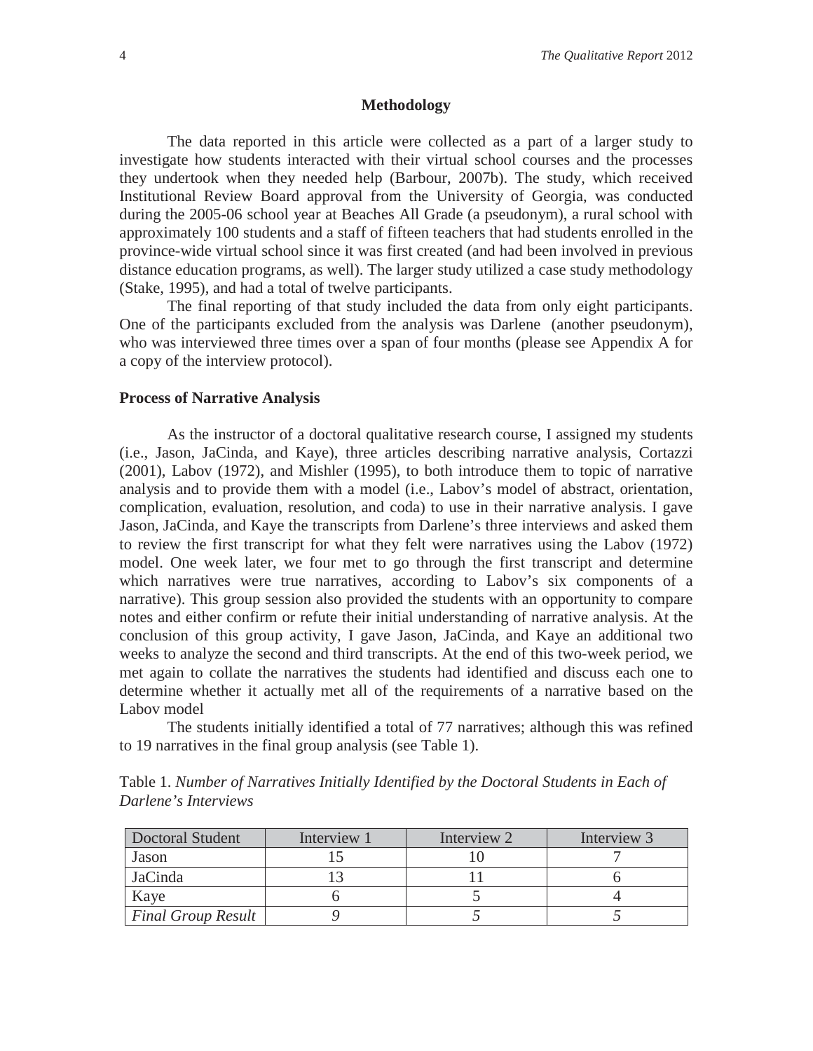## Methodology

The data reported in this article were collected as a part of a larger study to investigate how students interacted with their virtual school courses and the processes they undertook when they needed help (Barbour, 2007b). The study, which received Institutional Review Board approval from the University of Georgia, was conducted during the 2005-06 school year at Beaches All Grade (a pseudonym), a rural school with approximately 100 students and a staff of fifteen teachers that had students enrolled in the province-wide virtual school since it was first created (and had been involved in previous distance education programs, as well). The larger study utilized a case study methodology (Stake, 1995), and had a total of twelve participants.

The final reporting of that study included the data from only eight participants. One of the participants excluded from the analysis was Darlene (another pseudonym), who was interviewed three times over a span of four months (please see Appendix A for a copy of the interview protocol).

### Process of Narrative Analysis

As the instructor of a doctoral qualitative research course, I assigned my students (i.e., Jason, JaCinda, and Kaye), three articles describing narrative analysis, Cortazzi (2001), Labov (1972), and Mishler (1995), to both introduce them to topic of narrative analysis and to provide them with a model (i.e., Labov's model of abstract, orientation, complication, evaluation, resolution, and coda) to use in their narrative analysis. I gave Jason, JaCinda, and Kaye the transcripts from Darlene's three interviews and asked them to review the first transcript for what they felt were narratives using the Labov (1972) model. One week later, we four met to go through the first transcript and determine which narratives were true narratives, according to Labov's six components of a narrative). This group session also provided the students with an opportunity to compare notes and either confirm or refute their initial understanding of narrative analysis. At the conclusion of this group activity, I gave Jason, JaCinda, and Kaye an additional two weeks to analyze the second and third transcripts. At the end of this two-week period, we met again to collate the narratives the students had identified and discuss each one to determine whether it actually met all of the requirements of a narrative based on the Labov model

The students initially identified a total of 77 narratives; although this was refined to 19 narratives in the final group analysis (see Table 1).

Table 1. *Number of Narratives Initially Identified by the Doctoral Students in Each of Darlene's Interviews*

| Doctoral Student | Interview 1 | Interview 2 | Interview 3 |
|---|---|---|---|
| Jason | 15 | 10 | 7 |
| JaCinda | 13 | 11 | 6 |
| Kaye | 6 | 5 | 4 |
| *Final Group Result* | *9* | *5* | *5* |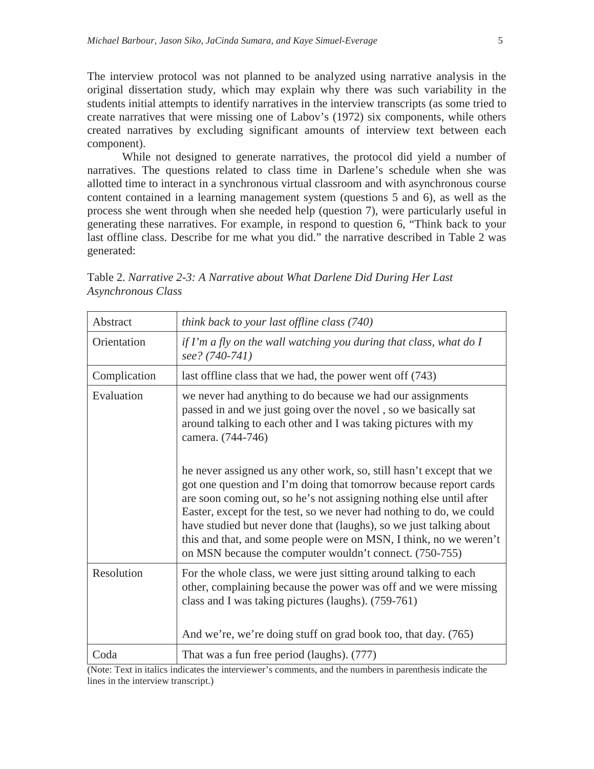The interview protocol was not planned to be analyzed using narrative analysis in the original dissertation study, which may explain why there was such variability in the students initial attempts to identify narratives in the interview transcripts (as some tried to create narratives that were missing one of Labov's (1972) six components, while others created narratives by excluding significant amounts of interview text between each component).

While not designed to generate narratives, the protocol did yield a number of narratives. The questions related to class time in Darlene's schedule when she was allotted time to interact in a synchronous virtual classroom and with asynchronous course content contained in a learning management system (questions 5 and 6), as well as the process she went through when she needed help (question 7), were particularly useful in generating these narratives. For example, in respond to question 6, "Think back to your last offline class. Describe for me what you did." the narrative described in Table 2 was generated:

Table 2. *Narrative 2-3: A Narrative about What Darlene Did During Her Last Asynchronous Class*

| | |
|---|---|
| Abstract | *think back to your last offline class (740)* |
| Orientation | *if I'm a fly on the wall watching you during that class, what do I see? (740-741)* |
| Complication | last offline class that we had, the power went off (743) |
| Evaluation | we never had anything to do because we had our assignments passed in and we just going over the novel , so we basically sat around talking to each other and I was taking pictures with my camera. (744-746)<br><br>he never assigned us any other work, so, still hasn't except that we got one question and I'm doing that tomorrow because report cards are soon coming out, so he's not assigning nothing else until after Easter, except for the test, so we never had nothing to do, we could have studied but never done that (laughs), so we just talking about this and that, and some people were on MSN, I think, no we weren't on MSN because the computer wouldn't connect. (750-755) |
| Resolution | For the whole class, we were just sitting around talking to each other, complaining because the power was off and we were missing class and I was taking pictures (laughs). (759-761)<br><br>And we're, we're doing stuff on grad book too, that day. (765) |
| Coda | That was a fun free period (laughs). (777) |

(Note: Text in italics indicates the interviewer's comments, and the numbers in parenthesis indicate the lines in the interview transcript.)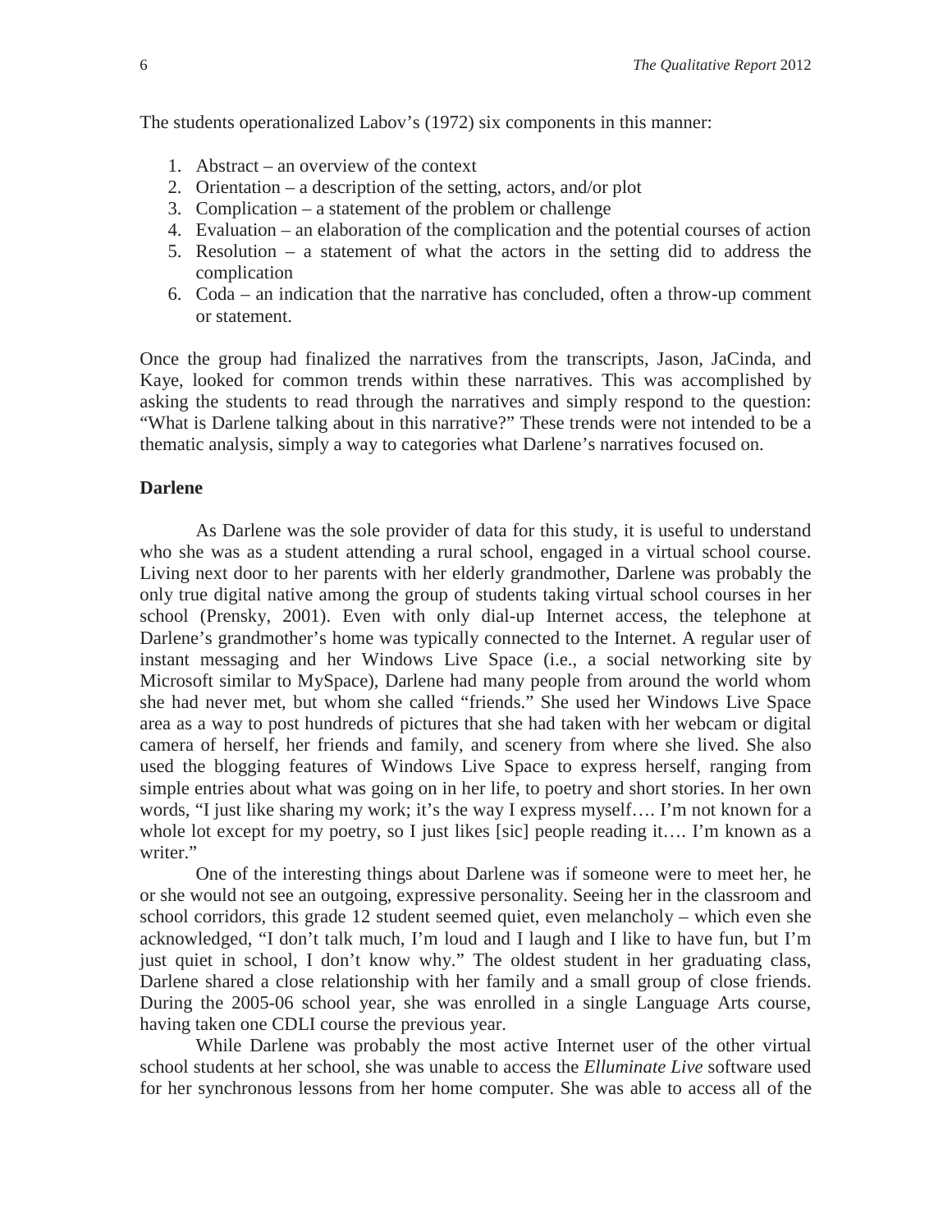The students operationalized Labov's (1972) six components in this manner:

1. Abstract – an overview of the context
2. Orientation – a description of the setting, actors, and/or plot
3. Complication – a statement of the problem or challenge
4. Evaluation – an elaboration of the complication and the potential courses of action
5. Resolution – a statement of what the actors in the setting did to address the complication
6. Coda – an indication that the narrative has concluded, often a throw-up comment or statement.

Once the group had finalized the narratives from the transcripts, Jason, JaCinda, and Kaye, looked for common trends within these narratives. This was accomplished by asking the students to read through the narratives and simply respond to the question: "What is Darlene talking about in this narrative?" These trends were not intended to be a thematic analysis, simply a way to categories what Darlene's narratives focused on.

**Darlene**

As Darlene was the sole provider of data for this study, it is useful to understand who she was as a student attending a rural school, engaged in a virtual school course. Living next door to her parents with her elderly grandmother, Darlene was probably the only true digital native among the group of students taking virtual school courses in her school (Prensky, 2001). Even with only dial-up Internet access, the telephone at Darlene's grandmother's home was typically connected to the Internet. A regular user of instant messaging and her Windows Live Space (i.e., a social networking site by Microsoft similar to MySpace), Darlene had many people from around the world whom she had never met, but whom she called "friends." She used her Windows Live Space area as a way to post hundreds of pictures that she had taken with her webcam or digital camera of herself, her friends and family, and scenery from where she lived. She also used the blogging features of Windows Live Space to express herself, ranging from simple entries about what was going on in her life, to poetry and short stories. In her own words, "I just like sharing my work; it's the way I express myself…. I'm not known for a whole lot except for my poetry, so I just likes [sic] people reading it…. I'm known as a writer."

One of the interesting things about Darlene was if someone were to meet her, he or she would not see an outgoing, expressive personality. Seeing her in the classroom and school corridors, this grade 12 student seemed quiet, even melancholy – which even she acknowledged, "I don't talk much, I'm loud and I laugh and I like to have fun, but I'm just quiet in school, I don't know why." The oldest student in her graduating class, Darlene shared a close relationship with her family and a small group of close friends. During the 2005-06 school year, she was enrolled in a single Language Arts course, having taken one CDLI course the previous year.

While Darlene was probably the most active Internet user of the other virtual school students at her school, she was unable to access the *Elluminate Live* software used for her synchronous lessons from her home computer. She was able to access all of the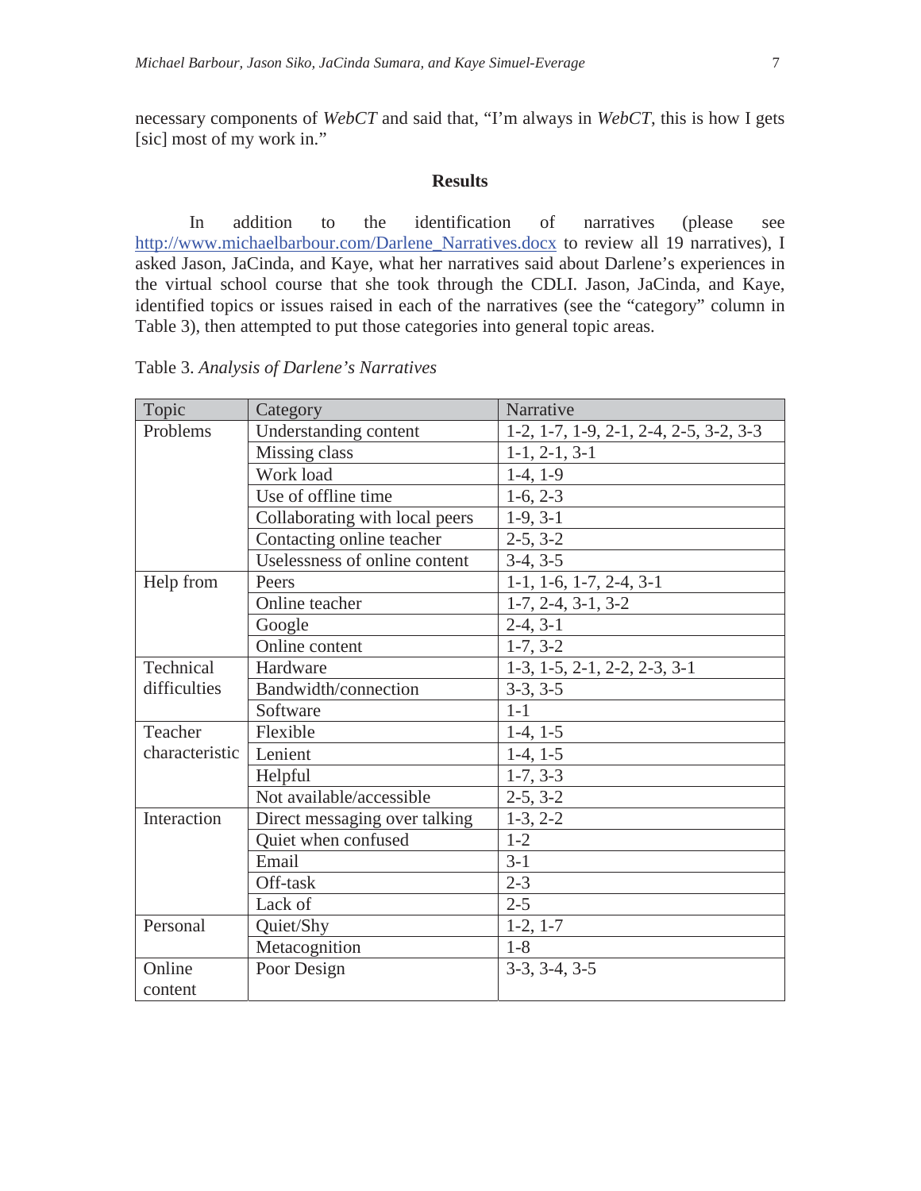necessary components of *WebCT* and said that, "I'm always in *WebCT*, this is how I gets [sic] most of my work in."

## Results

In addition to the identification of narratives (please see http://www.michaelbarbour.com/Darlene_Narratives.docx to review all 19 narratives), I asked Jason, JaCinda, and Kaye, what her narratives said about Darlene's experiences in the virtual school course that she took through the CDLI. Jason, JaCinda, and Kaye, identified topics or issues raised in each of the narratives (see the "category" column in Table 3), then attempted to put those categories into general topic areas.

Table 3. *Analysis of Darlene's Narratives*

| Topic | Category | Narrative |
|---|---|---|
| Problems | Understanding content | 1-2, 1-7, 1-9, 2-1, 2-4, 2-5, 3-2, 3-3 |
| | Missing class | 1-1, 2-1, 3-1 |
| | Work load | 1-4, 1-9 |
| | Use of offline time | 1-6, 2-3 |
| | Collaborating with local peers | 1-9, 3-1 |
| | Contacting online teacher | 2-5, 3-2 |
| | Uselessness of online content | 3-4, 3-5 |
| Help from | Peers | 1-1, 1-6, 1-7, 2-4, 3-1 |
| | Online teacher | 1-7, 2-4, 3-1, 3-2 |
| | Google | 2-4, 3-1 |
| | Online content | 1-7, 3-2 |
| Technical difficulties | Hardware | 1-3, 1-5, 2-1, 2-2, 2-3, 3-1 |
| | Bandwidth/connection | 3-3, 3-5 |
| | Software | 1-1 |
| Teacher characteristic | Flexible | 1-4, 1-5 |
| | Lenient | 1-4, 1-5 |
| | Helpful | 1-7, 3-3 |
| | Not available/accessible | 2-5, 3-2 |
| Interaction | Direct messaging over talking | 1-3, 2-2 |
| | Quiet when confused | 1-2 |
| | Email | 3-1 |
| | Off-task | 2-3 |
| | Lack of | 2-5 |
| Personal | Quiet/Shy | 1-2, 1-7 |
| | Metacognition | 1-8 |
| Online content | Poor Design | 3-3, 3-4, 3-5 |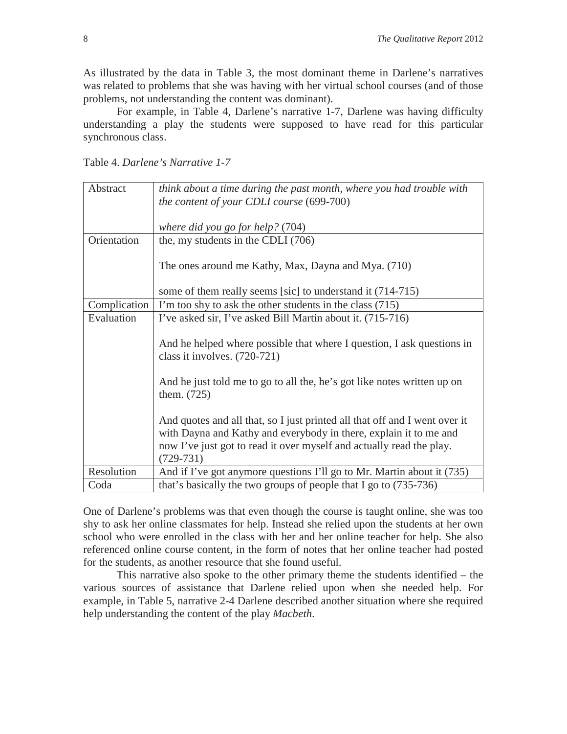As illustrated by the data in Table 3, the most dominant theme in Darlene's narratives was related to problems that she was having with her virtual school courses (and of those problems, not understanding the content was dominant).

For example, in Table 4, Darlene's narrative 1-7, Darlene was having difficulty understanding a play the students were supposed to have read for this particular synchronous class.

Table 4. *Darlene's Narrative 1-7*

| | |
|---|---|
| Abstract | *think about a time during the past month, where you had trouble with the content of your CDLI course* (699-700)<br><br>*where did you go for help?* (704) |
| Orientation | the, my students in the CDLI (706)<br><br>The ones around me Kathy, Max, Dayna and Mya. (710)<br><br>some of them really seems [sic] to understand it (714-715) |
| Complication | I'm too shy to ask the other students in the class (715) |
| Evaluation | I've asked sir, I've asked Bill Martin about it. (715-716)<br><br>And he helped where possible that where I question, I ask questions in class it involves. (720-721)<br><br>And he just told me to go to all the, he's got like notes written up on them. (725)<br><br>And quotes and all that, so I just printed all that off and I went over it with Dayna and Kathy and everybody in there, explain it to me and now I've just got to read it over myself and actually read the play. (729-731) |
| Resolution | And if I've got anymore questions I'll go to Mr. Martin about it (735) |
| Coda | that's basically the two groups of people that I go to (735-736) |

One of Darlene's problems was that even though the course is taught online, she was too shy to ask her online classmates for help. Instead she relied upon the students at her own school who were enrolled in the class with her and her online teacher for help. She also referenced online course content, in the form of notes that her online teacher had posted for the students, as another resource that she found useful.

This narrative also spoke to the other primary theme the students identified – the various sources of assistance that Darlene relied upon when she needed help. For example, in Table 5, narrative 2-4 Darlene described another situation where she required help understanding the content of the play *Macbeth*.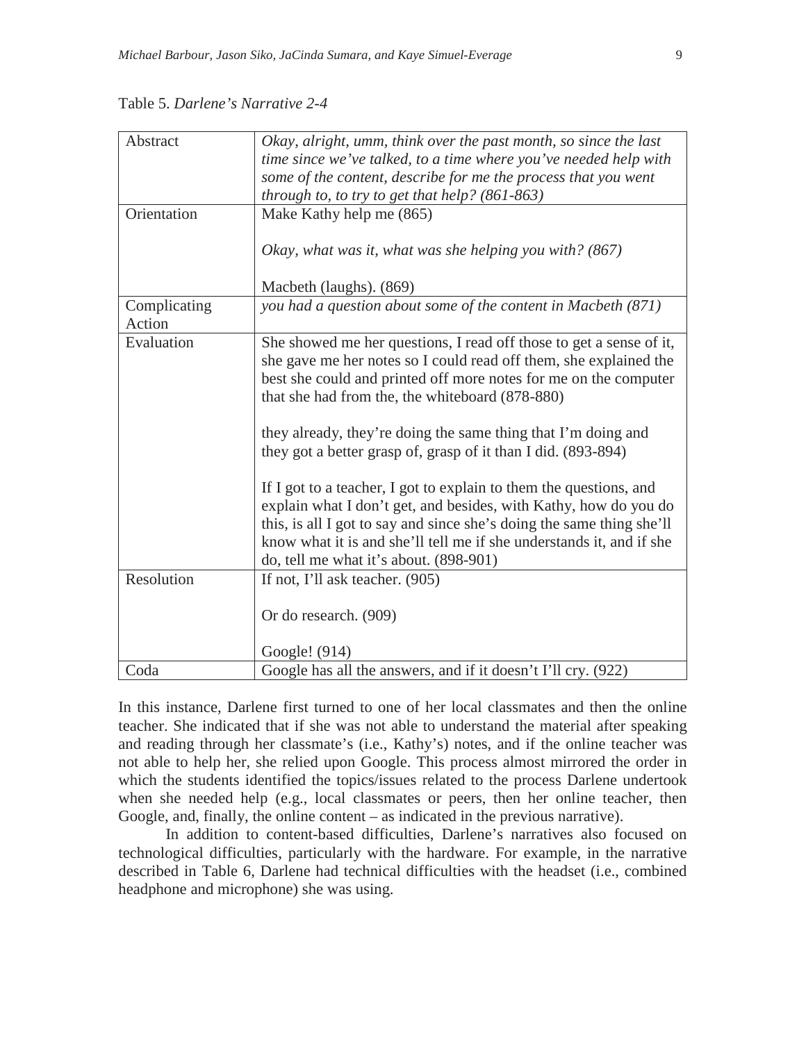Table 5. *Darlene's Narrative 2-4*

| | |
|---|---|
| Abstract | *Okay, alright, umm, think over the past month, so since the last time since we've talked, to a time where you've needed help with some of the content, describe for me the process that you went through to, to try to get that help? (861-863)* |
| Orientation | Make Kathy help me (865)<br><br>*Okay, what was it, what was she helping you with? (867)*<br><br>Macbeth (laughs). (869) |
| Complicating Action | *you had a question about some of the content in Macbeth (871)* |
| Evaluation | She showed me her questions, I read off those to get a sense of it, she gave me her notes so I could read off them, she explained the best she could and printed off more notes for me on the computer that she had from the, the whiteboard (878-880)<br><br>they already, they're doing the same thing that I'm doing and they got a better grasp of, grasp of it than I did. (893-894)<br><br>If I got to a teacher, I got to explain to them the questions, and explain what I don't get, and besides, with Kathy, how do you do this, is all I got to say and since she's doing the same thing she'll know what it is and she'll tell me if she understands it, and if she do, tell me what it's about. (898-901) |
| Resolution | If not, I'll ask teacher. (905)<br><br>Or do research. (909)<br><br>Google! (914) |
| Coda | Google has all the answers, and if it doesn't I'll cry. (922) |

In this instance, Darlene first turned to one of her local classmates and then the online teacher. She indicated that if she was not able to understand the material after speaking and reading through her classmate's (i.e., Kathy's) notes, and if the online teacher was not able to help her, she relied upon Google. This process almost mirrored the order in which the students identified the topics/issues related to the process Darlene undertook when she needed help (e.g., local classmates or peers, then her online teacher, then Google, and, finally, the online content – as indicated in the previous narrative).

In addition to content-based difficulties, Darlene's narratives also focused on technological difficulties, particularly with the hardware. For example, in the narrative described in Table 6, Darlene had technical difficulties with the headset (i.e., combined headphone and microphone) she was using.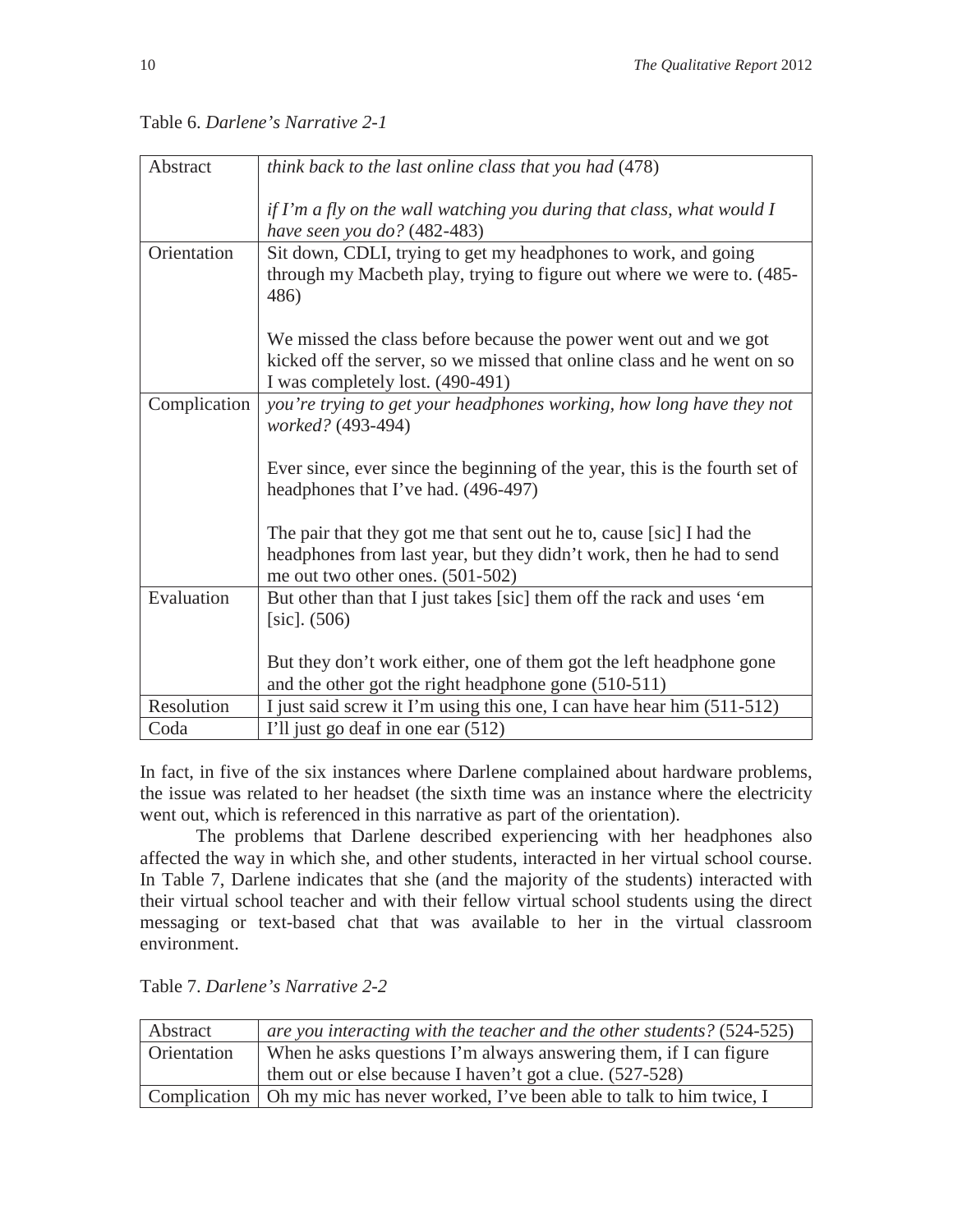Table 6. *Darlene's Narrative 2-1*

| | |
|---|---|
| Abstract | *think back to the last online class that you had* (478)<br><br>*if I'm a fly on the wall watching you during that class, what would I have seen you do?* (482-483) |
| Orientation | Sit down, CDLI, trying to get my headphones to work, and going through my Macbeth play, trying to figure out where we were to. (485-486)<br><br>We missed the class before because the power went out and we got kicked off the server, so we missed that online class and he went on so I was completely lost. (490-491) |
| Complication | *you're trying to get your headphones working, how long have they not worked?* (493-494)<br><br>Ever since, ever since the beginning of the year, this is the fourth set of headphones that I've had. (496-497)<br><br>The pair that they got me that sent out he to, cause [sic] I had the headphones from last year, but they didn't work, then he had to send me out two other ones. (501-502) |
| Evaluation | But other than that I just takes [sic] them off the rack and uses 'em [sic]. (506)<br><br>But they don't work either, one of them got the left headphone gone and the other got the right headphone gone (510-511) |
| Resolution | I just said screw it I'm using this one, I can have hear him (511-512) |
| Coda | I'll just go deaf in one ear (512) |

In fact, in five of the six instances where Darlene complained about hardware problems, the issue was related to her headset (the sixth time was an instance where the electricity went out, which is referenced in this narrative as part of the orientation).

The problems that Darlene described experiencing with her headphones also affected the way in which she, and other students, interacted in her virtual school course. In Table 7, Darlene indicates that she (and the majority of the students) interacted with their virtual school teacher and with their fellow virtual school students using the direct messaging or text-based chat that was available to her in the virtual classroom environment.

Table 7. *Darlene's Narrative 2-2*

| | |
|---|---|
| Abstract | *are you interacting with the teacher and the other students?* (524-525) |
| Orientation | When he asks questions I'm always answering them, if I can figure them out or else because I haven't got a clue. (527-528) |
| Complication | Oh my mic has never worked, I've been able to talk to him twice, I |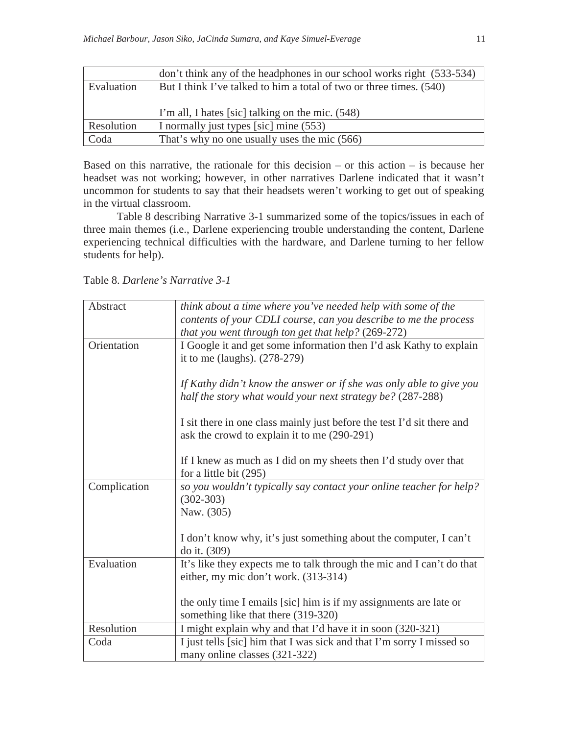| | |
|---|---|
| | don’t think any of the headphones in our school works right (533-534) |
| Evaluation | But I think I’ve talked to him a total of two or three times. (540)<br><br>I’m all, I hates [sic] talking on the mic. (548) |
| Resolution | I normally just types [sic] mine (553) |
| Coda | That’s why no one usually uses the mic (566) |

Based on this narrative, the rationale for this decision – or this action – is because her headset was not working; however, in other narratives Darlene indicated that it wasn’t uncommon for students to say that their headsets weren’t working to get out of speaking in the virtual classroom.

Table 8 describing Narrative 3-1 summarized some of the topics/issues in each of three main themes (i.e., Darlene experiencing trouble understanding the content, Darlene experiencing technical difficulties with the hardware, and Darlene turning to her fellow students for help).

Table 8. *Darlene’s Narrative 3-1*

| | |
|---|---|
| Abstract | *think about a time where you’ve needed help with some of the contents of your CDLI course, can you describe to me the process that you went through ton get that help?* (269-272) |
| Orientation | I Google it and get some information then I’d ask Kathy to explain it to me (laughs). (278-279)<br><br>*If Kathy didn’t know the answer or if she was only able to give you half the story what would your next strategy be?* (287-288)<br><br>I sit there in one class mainly just before the test I’d sit there and ask the crowd to explain it to me (290-291)<br><br>If I knew as much as I did on my sheets then I’d study over that for a little bit (295) |
| Complication | *so you wouldn’t typically say contact your online teacher for help?* (302-303)<br>Naw. (305)<br><br>I don’t know why, it’s just something about the computer, I can’t do it. (309) |
| Evaluation | It’s like they expects me to talk through the mic and I can’t do that either, my mic don’t work. (313-314)<br><br>the only time I emails [sic] him is if my assignments are late or something like that there (319-320) |
| Resolution | I might explain why and that I’d have it in soon (320-321) |
| Coda | I just tells [sic] him that I was sick and that I’m sorry I missed so many online classes (321-322) |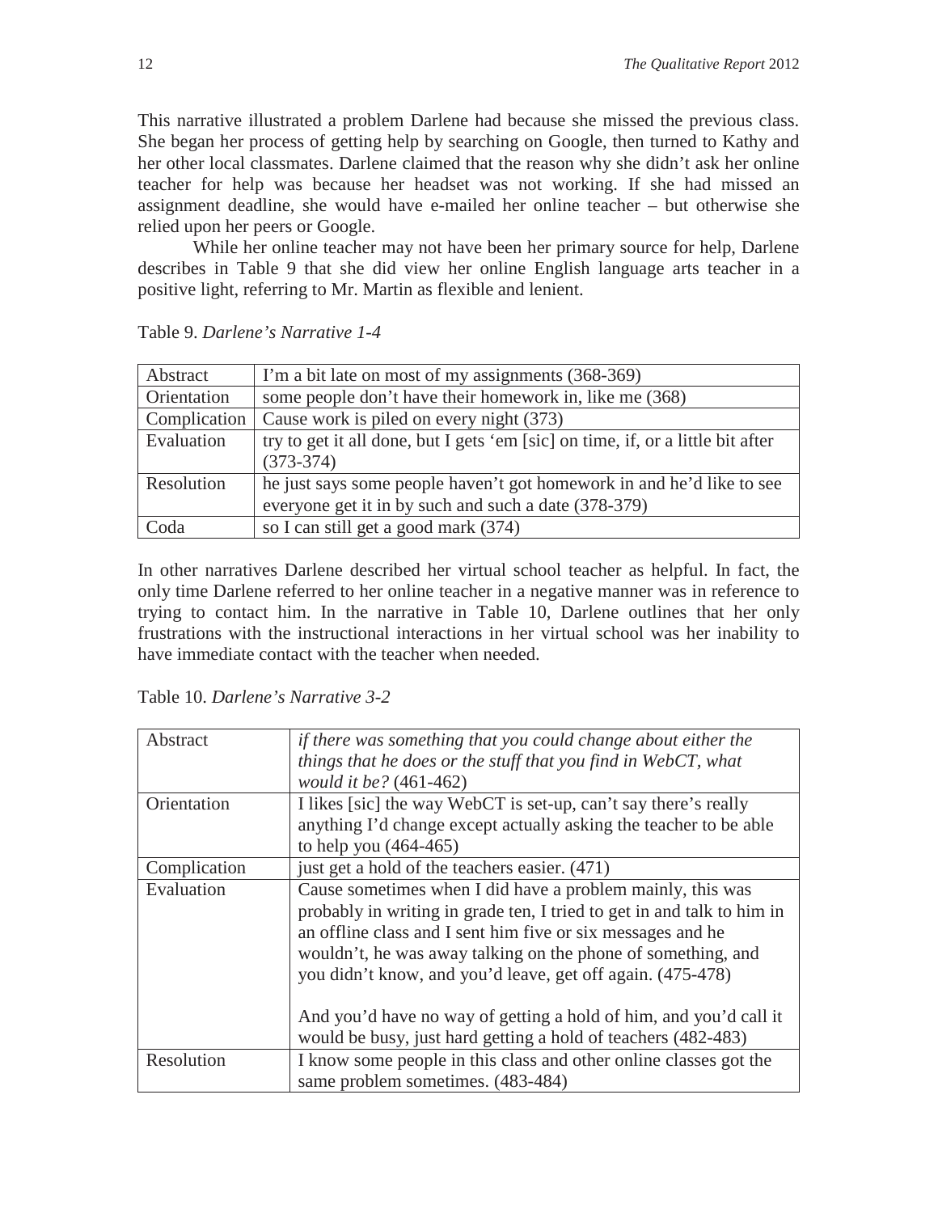This narrative illustrated a problem Darlene had because she missed the previous class. She began her process of getting help by searching on Google, then turned to Kathy and her other local classmates. Darlene claimed that the reason why she didn't ask her online teacher for help was because her headset was not working. If she had missed an assignment deadline, she would have e-mailed her online teacher – but otherwise she relied upon her peers or Google.

While her online teacher may not have been her primary source for help, Darlene describes in Table 9 that she did view her online English language arts teacher in a positive light, referring to Mr. Martin as flexible and lenient.

Table 9. *Darlene's Narrative 1-4*

| | |
|---|---|
| Abstract | I'm a bit late on most of my assignments (368-369) |
| Orientation | some people don't have their homework in, like me (368) |
| Complication | Cause work is piled on every night (373) |
| Evaluation | try to get it all done, but I gets 'em [sic] on time, if, or a little bit after (373-374) |
| Resolution | he just says some people haven't got homework in and he'd like to see everyone get it in by such and such a date (378-379) |
| Coda | so I can still get a good mark (374) |

In other narratives Darlene described her virtual school teacher as helpful. In fact, the only time Darlene referred to her online teacher in a negative manner was in reference to trying to contact him. In the narrative in Table 10, Darlene outlines that her only frustrations with the instructional interactions in her virtual school was her inability to have immediate contact with the teacher when needed.

Table 10. *Darlene's Narrative 3-2*

| | |
|---|---|
| Abstract | *if there was something that you could change about either the things that he does or the stuff that you find in WebCT, what would it be?* (461-462) |
| Orientation | I likes [sic] the way WebCT is set-up, can't say there's really anything I'd change except actually asking the teacher to be able to help you (464-465) |
| Complication | just get a hold of the teachers easier. (471) |
| Evaluation | Cause sometimes when I did have a problem mainly, this was probably in writing in grade ten, I tried to get in and talk to him in an offline class and I sent him five or six messages and he wouldn't, he was away talking on the phone of something, and you didn't know, and you'd leave, get off again. (475-478)<br><br>And you'd have no way of getting a hold of him, and you'd call it would be busy, just hard getting a hold of teachers (482-483) |
| Resolution | I know some people in this class and other online classes got the same problem sometimes. (483-484) |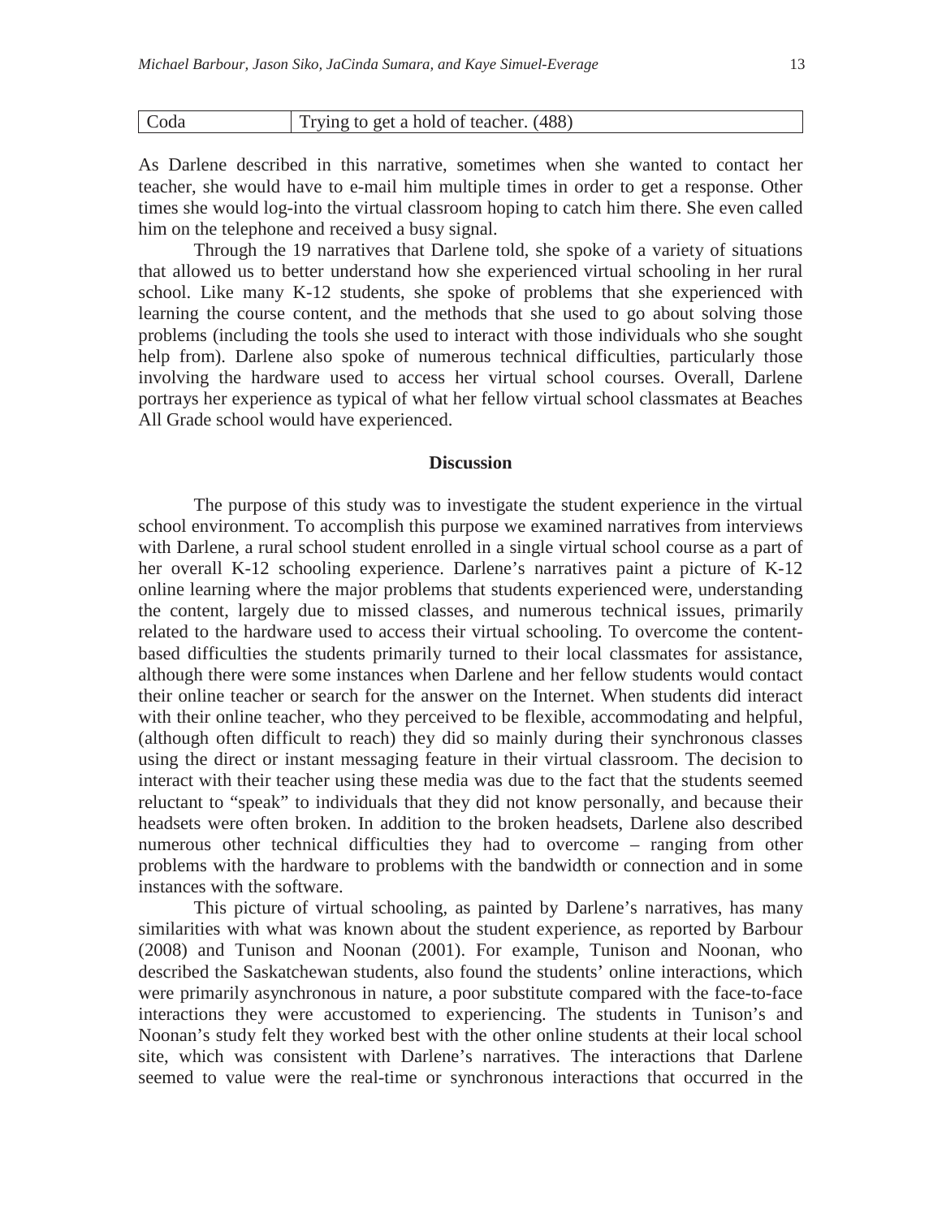| Coda | Trying to get a hold of teacher. (488) |
|---|---|

As Darlene described in this narrative, sometimes when she wanted to contact her teacher, she would have to e-mail him multiple times in order to get a response. Other times she would log-into the virtual classroom hoping to catch him there. She even called him on the telephone and received a busy signal.

Through the 19 narratives that Darlene told, she spoke of a variety of situations that allowed us to better understand how she experienced virtual schooling in her rural school. Like many K-12 students, she spoke of problems that she experienced with learning the course content, and the methods that she used to go about solving those problems (including the tools she used to interact with those individuals who she sought help from). Darlene also spoke of numerous technical difficulties, particularly those involving the hardware used to access her virtual school courses. Overall, Darlene portrays her experience as typical of what her fellow virtual school classmates at Beaches All Grade school would have experienced.

## Discussion

The purpose of this study was to investigate the student experience in the virtual school environment. To accomplish this purpose we examined narratives from interviews with Darlene, a rural school student enrolled in a single virtual school course as a part of her overall K-12 schooling experience. Darlene's narratives paint a picture of K-12 online learning where the major problems that students experienced were, understanding the content, largely due to missed classes, and numerous technical issues, primarily related to the hardware used to access their virtual schooling. To overcome the content-based difficulties the students primarily turned to their local classmates for assistance, although there were some instances when Darlene and her fellow students would contact their online teacher or search for the answer on the Internet. When students did interact with their online teacher, who they perceived to be flexible, accommodating and helpful, (although often difficult to reach) they did so mainly during their synchronous classes using the direct or instant messaging feature in their virtual classroom. The decision to interact with their teacher using these media was due to the fact that the students seemed reluctant to "speak" to individuals that they did not know personally, and because their headsets were often broken. In addition to the broken headsets, Darlene also described numerous other technical difficulties they had to overcome – ranging from other problems with the hardware to problems with the bandwidth or connection and in some instances with the software.

This picture of virtual schooling, as painted by Darlene's narratives, has many similarities with what was known about the student experience, as reported by Barbour (2008) and Tunison and Noonan (2001). For example, Tunison and Noonan, who described the Saskatchewan students, also found the students' online interactions, which were primarily asynchronous in nature, a poor substitute compared with the face-to-face interactions they were accustomed to experiencing. The students in Tunison's and Noonan's study felt they worked best with the other online students at their local school site, which was consistent with Darlene's narratives. The interactions that Darlene seemed to value were the real-time or synchronous interactions that occurred in the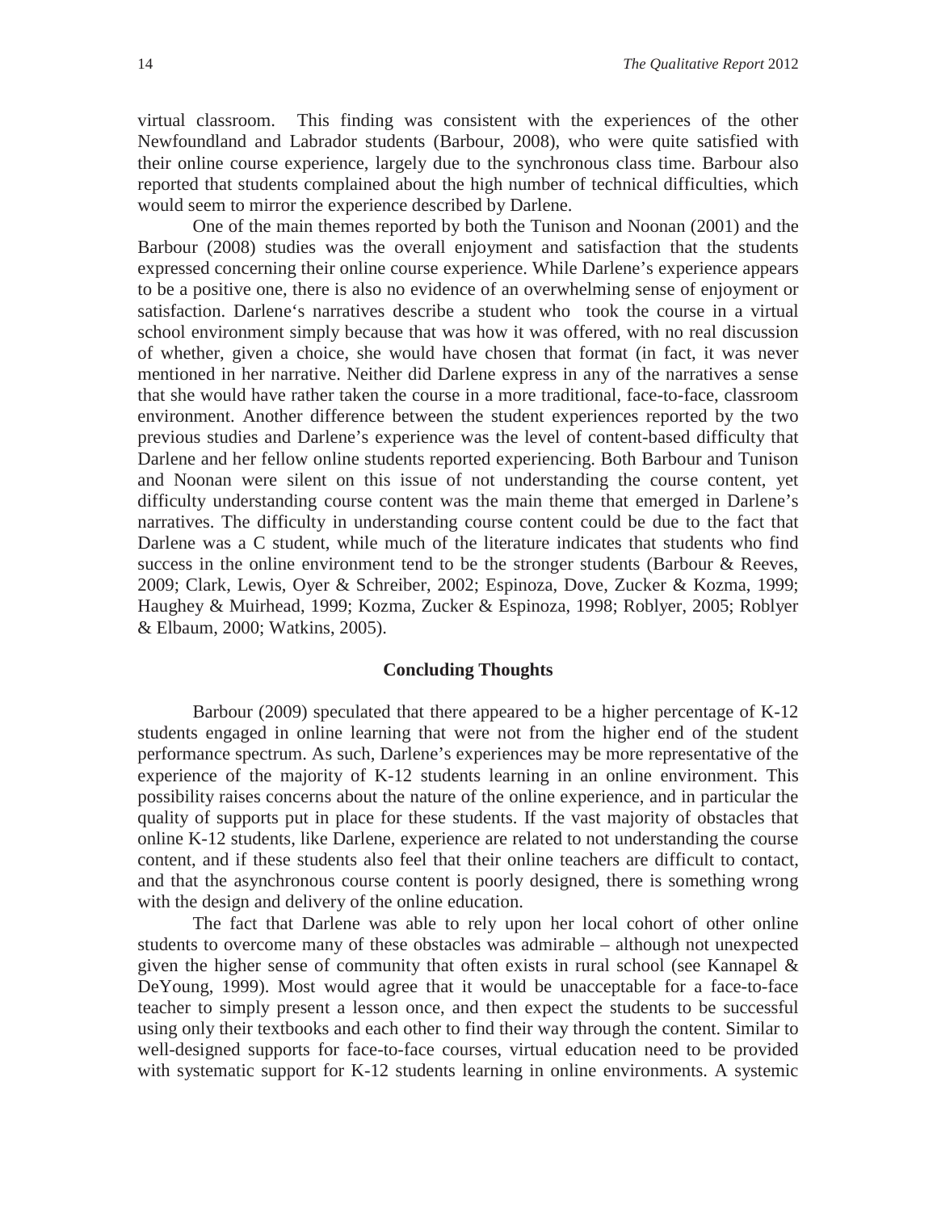virtual classroom. This finding was consistent with the experiences of the other Newfoundland and Labrador students (Barbour, 2008), who were quite satisfied with their online course experience, largely due to the synchronous class time. Barbour also reported that students complained about the high number of technical difficulties, which would seem to mirror the experience described by Darlene.

One of the main themes reported by both the Tunison and Noonan (2001) and the Barbour (2008) studies was the overall enjoyment and satisfaction that the students expressed concerning their online course experience. While Darlene's experience appears to be a positive one, there is also no evidence of an overwhelming sense of enjoyment or satisfaction. Darlene's narratives describe a student who took the course in a virtual school environment simply because that was how it was offered, with no real discussion of whether, given a choice, she would have chosen that format (in fact, it was never mentioned in her narrative. Neither did Darlene express in any of the narratives a sense that she would have rather taken the course in a more traditional, face-to-face, classroom environment. Another difference between the student experiences reported by the two previous studies and Darlene's experience was the level of content-based difficulty that Darlene and her fellow online students reported experiencing. Both Barbour and Tunison and Noonan were silent on this issue of not understanding the course content, yet difficulty understanding course content was the main theme that emerged in Darlene's narratives. The difficulty in understanding course content could be due to the fact that Darlene was a C student, while much of the literature indicates that students who find success in the online environment tend to be the stronger students (Barbour & Reeves, 2009; Clark, Lewis, Oyer & Schreiber, 2002; Espinoza, Dove, Zucker & Kozma, 1999; Haughey & Muirhead, 1999; Kozma, Zucker & Espinoza, 1998; Roblyer, 2005; Roblyer & Elbaum, 2000; Watkins, 2005).

## Concluding Thoughts

Barbour (2009) speculated that there appeared to be a higher percentage of K-12 students engaged in online learning that were not from the higher end of the student performance spectrum. As such, Darlene's experiences may be more representative of the experience of the majority of K-12 students learning in an online environment. This possibility raises concerns about the nature of the online experience, and in particular the quality of supports put in place for these students. If the vast majority of obstacles that online K-12 students, like Darlene, experience are related to not understanding the course content, and if these students also feel that their online teachers are difficult to contact, and that the asynchronous course content is poorly designed, there is something wrong with the design and delivery of the online education.

The fact that Darlene was able to rely upon her local cohort of other online students to overcome many of these obstacles was admirable – although not unexpected given the higher sense of community that often exists in rural school (see Kannapel & DeYoung, 1999). Most would agree that it would be unacceptable for a face-to-face teacher to simply present a lesson once, and then expect the students to be successful using only their textbooks and each other to find their way through the content. Similar to well-designed supports for face-to-face courses, virtual education need to be provided with systematic support for K-12 students learning in online environments. A systemic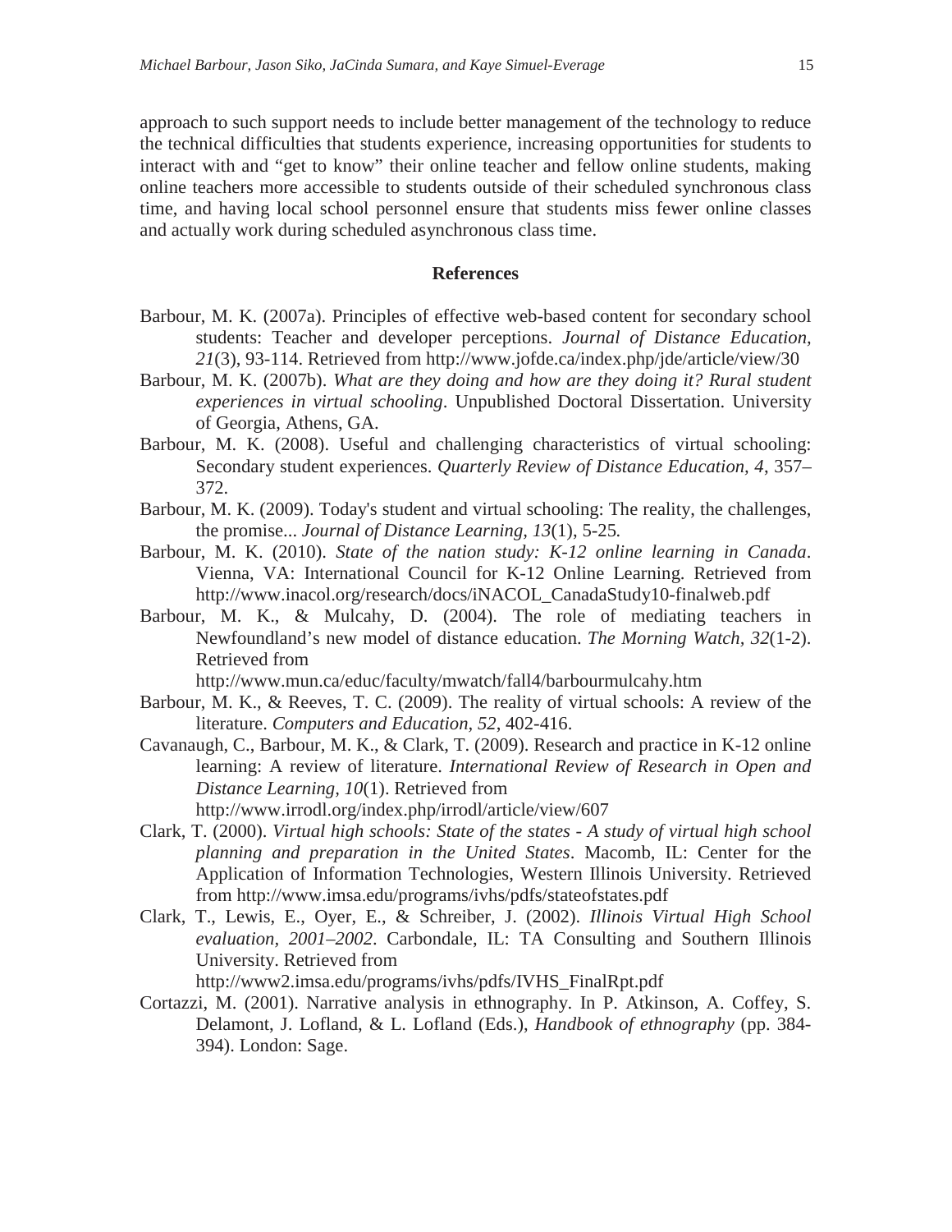approach to such support needs to include better management of the technology to reduce the technical difficulties that students experience, increasing opportunities for students to interact with and "get to know" their online teacher and fellow online students, making online teachers more accessible to students outside of their scheduled synchronous class time, and having local school personnel ensure that students miss fewer online classes and actually work during scheduled asynchronous class time.

## References

Barbour, M. K. (2007a). Principles of effective web-based content for secondary school students: Teacher and developer perceptions. *Journal of Distance Education, 21*(3), 93-114. Retrieved from http://www.jofde.ca/index.php/jde/article/view/30

Barbour, M. K. (2007b). *What are they doing and how are they doing it? Rural student experiences in virtual schooling*. Unpublished Doctoral Dissertation. University of Georgia, Athens, GA.

Barbour, M. K. (2008). Useful and challenging characteristics of virtual schooling: Secondary student experiences. *Quarterly Review of Distance Education, 4*, 357–372.

Barbour, M. K. (2009). Today's student and virtual schooling: The reality, the challenges, the promise... *Journal of Distance Learning, 13*(1), 5-25*.*

Barbour, M. K. (2010). *State of the nation study: K-12 online learning in Canada*. Vienna, VA: International Council for K-12 Online Learning. Retrieved from http://www.inacol.org/research/docs/iNACOL_CanadaStudy10-finalweb.pdf

Barbour, M. K., & Mulcahy, D. (2004). The role of mediating teachers in Newfoundland's new model of distance education. *The Morning Watch, 32*(1-2). Retrieved from http://www.mun.ca/educ/faculty/mwatch/fall4/barbourmulcahy.htm

Barbour, M. K., & Reeves, T. C. (2009). The reality of virtual schools: A review of the literature. *Computers and Education, 52*, 402-416.

Cavanaugh, C., Barbour, M. K., & Clark, T. (2009). Research and practice in K-12 online learning: A review of literature. *International Review of Research in Open and Distance Learning, 10*(1). Retrieved from http://www.irrodl.org/index.php/irrodl/article/view/607

Clark, T. (2000). *Virtual high schools: State of the states - A study of virtual high school planning and preparation in the United States*. Macomb, IL: Center for the Application of Information Technologies, Western Illinois University. Retrieved from http://www.imsa.edu/programs/ivhs/pdfs/stateofstates.pdf

Clark, T., Lewis, E., Oyer, E., & Schreiber, J. (2002). *Illinois Virtual High School evaluation, 2001–2002*. Carbondale, IL: TA Consulting and Southern Illinois University. Retrieved from http://www2.imsa.edu/programs/ivhs/pdfs/IVHS_FinalRpt.pdf

Cortazzi, M. (2001). Narrative analysis in ethnography. In P. Atkinson, A. Coffey, S. Delamont, J. Lofland, & L. Lofland (Eds.), *Handbook of ethnography* (pp. 384-394). London: Sage.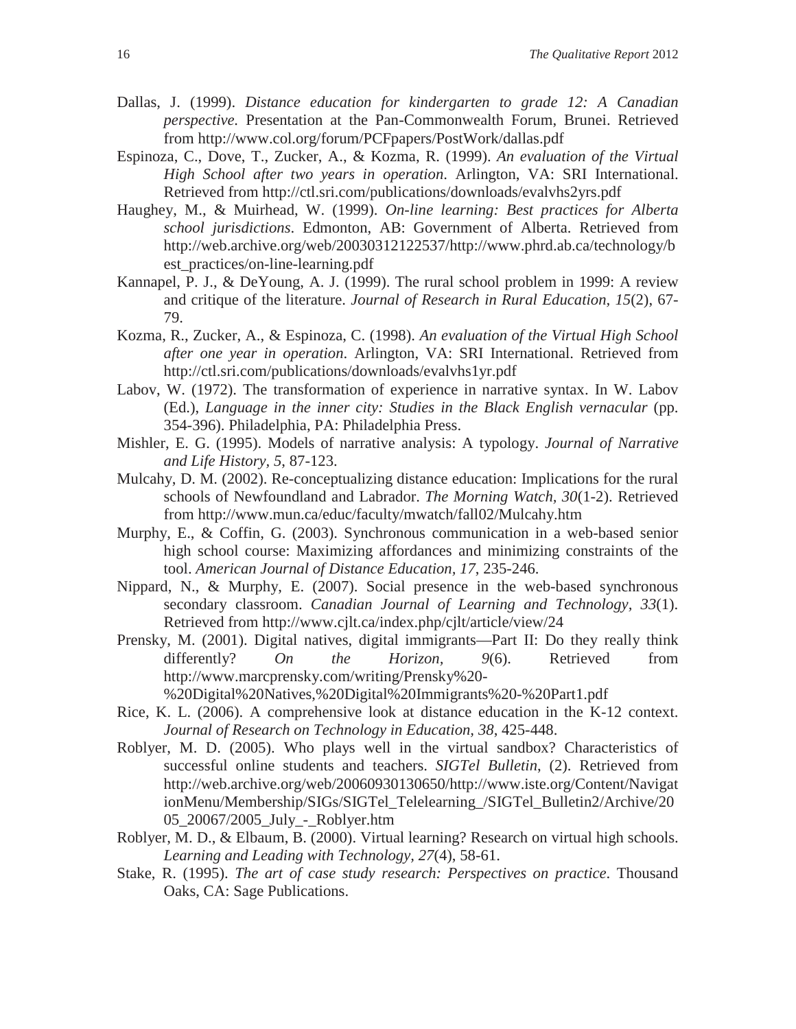Dallas, J. (1999). *Distance education for kindergarten to grade 12: A Canadian perspective*. Presentation at the Pan-Commonwealth Forum, Brunei. Retrieved from http://www.col.org/forum/PCFpapers/PostWork/dallas.pdf

Espinoza, C., Dove, T., Zucker, A., & Kozma, R. (1999). *An evaluation of the Virtual High School after two years in operation*. Arlington, VA: SRI International. Retrieved from http://ctl.sri.com/publications/downloads/evalvhs2yrs.pdf

Haughey, M., & Muirhead, W. (1999). *On-line learning: Best practices for Alberta school jurisdictions*. Edmonton, AB: Government of Alberta. Retrieved from http://web.archive.org/web/20030312122537/http://www.phrd.ab.ca/technology/best_practices/on-line-learning.pdf

Kannapel, P. J., & DeYoung, A. J. (1999). The rural school problem in 1999: A review and critique of the literature. *Journal of Research in Rural Education, 15*(2), 67-79.

Kozma, R., Zucker, A., & Espinoza, C. (1998). *An evaluation of the Virtual High School after one year in operation*. Arlington, VA: SRI International. Retrieved from http://ctl.sri.com/publications/downloads/evalvhs1yr.pdf

Labov, W. (1972). The transformation of experience in narrative syntax. In W. Labov (Ed.), *Language in the inner city: Studies in the Black English vernacular* (pp. 354-396). Philadelphia, PA: Philadelphia Press.

Mishler, E. G. (1995). Models of narrative analysis: A typology. *Journal of Narrative and Life History, 5*, 87-123.

Mulcahy, D. M. (2002). Re-conceptualizing distance education: Implications for the rural schools of Newfoundland and Labrador. *The Morning Watch, 30*(1-2). Retrieved from http://www.mun.ca/educ/faculty/mwatch/fall02/Mulcahy.htm

Murphy, E., & Coffin, G. (2003). Synchronous communication in a web-based senior high school course: Maximizing affordances and minimizing constraints of the tool. *American Journal of Distance Education, 17*, 235-246.

Nippard, N., & Murphy, E. (2007). Social presence in the web-based synchronous secondary classroom. *Canadian Journal of Learning and Technology, 33*(1). Retrieved from http://www.cjlt.ca/index.php/cjlt/article/view/24

Prensky, M. (2001). Digital natives, digital immigrants—Part II: Do they really think differently? *On the Horizon, 9*(6). Retrieved from http://www.marcprensky.com/writing/Prensky%20-%20Digital%20Natives,%20Digital%20Immigrants%20-%20Part1.pdf

Rice, K. L. (2006). A comprehensive look at distance education in the K-12 context. *Journal of Research on Technology in Education, 38*, 425-448.

Roblyer, M. D. (2005). Who plays well in the virtual sandbox? Characteristics of successful online students and teachers. *SIGTel Bulletin*, (2). Retrieved from http://web.archive.org/web/20060930130650/http://www.iste.org/Content/NavigationMenu/Membership/SIGs/SIGTel_Telelearning_/SIGTel_Bulletin2/Archive/2005_20067/2005_July_-_Roblyer.htm

Roblyer, M. D., & Elbaum, B. (2000). Virtual learning? Research on virtual high schools. *Learning and Leading with Technology, 27*(4), 58-61.

Stake, R. (1995). *The art of case study research: Perspectives on practice*. Thousand Oaks, CA: Sage Publications.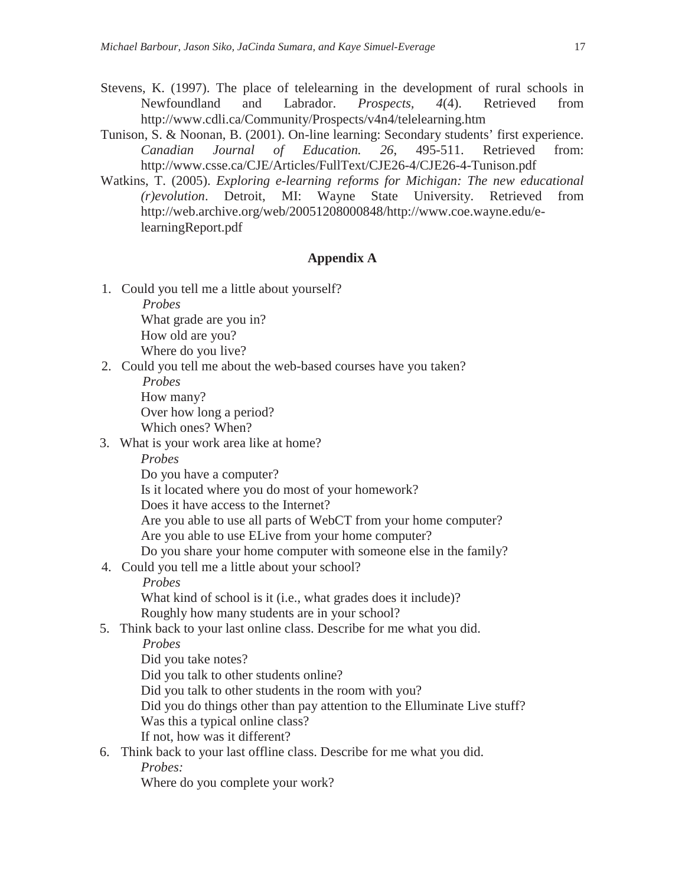Stevens, K. (1997). The place of telelearning in the development of rural schools in Newfoundland and Labrador. *Prospects*, *4*(4). Retrieved from http://www.cdli.ca/Community/Prospects/v4n4/telelearning.htm

Tunison, S. & Noonan, B. (2001). On-line learning: Secondary students' first experience. *Canadian Journal of Education. 26*, 495-511. Retrieved from: http://www.csse.ca/CJE/Articles/FullText/CJE26-4/CJE26-4-Tunison.pdf

Watkins, T. (2005). *Exploring e-learning reforms for Michigan: The new educational (r)evolution*. Detroit, MI: Wayne State University. Retrieved from http://web.archive.org/web/20051208000848/http://www.coe.wayne.edu/e-learningReport.pdf

## Appendix A

1. Could you tell me a little about yourself?
   *Probes*
   What grade are you in?
   How old are you?
   Where do you live?
2. Could you tell me about the web-based courses have you taken?
   *Probes*
   How many?
   Over how long a period?
   Which ones? When?
3. What is your work area like at home?
   *Probes*
   Do you have a computer?
   Is it located where you do most of your homework?
   Does it have access to the Internet?
   Are you able to use all parts of WebCT from your home computer?
   Are you able to use ELive from your home computer?
   Do you share your home computer with someone else in the family?
4. Could you tell me a little about your school?
   *Probes*
   What kind of school is it (i.e., what grades does it include)?
   Roughly how many students are in your school?
5. Think back to your last online class. Describe for me what you did.
   *Probes*
   Did you take notes?
   Did you talk to other students online?
   Did you talk to other students in the room with you?
   Did you do things other than pay attention to the Elluminate Live stuff?
   Was this a typical online class?
   If not, how was it different?
6. Think back to your last offline class. Describe for me what you did.
   *Probes:*
   Where do you complete your work?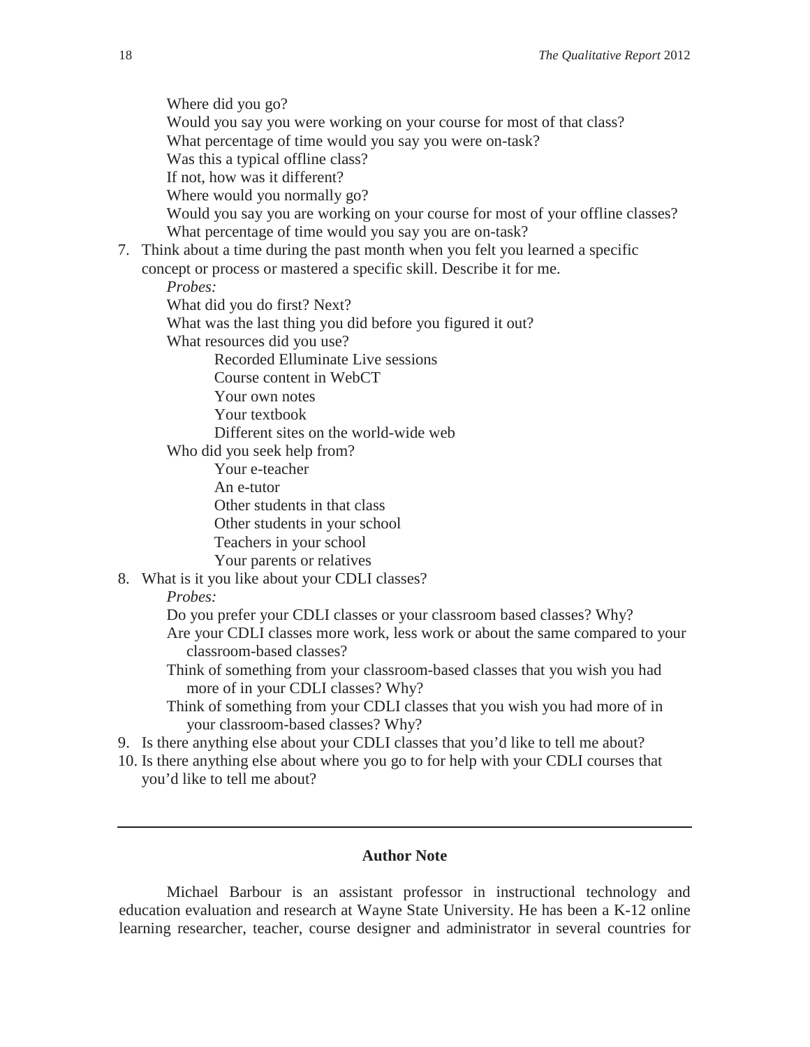Where did you go?
Would you say you were working on your course for most of that class?
What percentage of time would you say you were on-task?
Was this a typical offline class?
If not, how was it different?
Where would you normally go?
Would you say you are working on your course for most of your offline classes?
What percentage of time would you say you are on-task?

7. Think about a time during the past month when you felt you learned a specific concept or process or mastered a specific skill. Describe it for me.
   *Probes:*
   What did you do first? Next?
   What was the last thing you did before you figured it out?
   What resources did you use?
   - Recorded Elluminate Live sessions
   - Course content in WebCT
   - Your own notes
   - Your textbook
   - Different sites on the world-wide web

   Who did you seek help from?
   - Your e-teacher
   - An e-tutor
   - Other students in that class
   - Other students in your school
   - Teachers in your school
   - Your parents or relatives
8. What is it you like about your CDLI classes?
   *Probes:*
   Do you prefer your CDLI classes or your classroom based classes? Why?
   Are your CDLI classes more work, less work or about the same compared to your classroom-based classes?
   Think of something from your classroom-based classes that you wish you had more of in your CDLI classes? Why?
   Think of something from your CDLI classes that you wish you had more of in your classroom-based classes? Why?
9. Is there anything else about your CDLI classes that you'd like to tell me about?
10. Is there anything else about where you go to for help with your CDLI courses that you'd like to tell me about?

---

## Author Note

Michael Barbour is an assistant professor in instructional technology and education evaluation and research at Wayne State University. He has been a K-12 online learning researcher, teacher, course designer and administrator in several countries for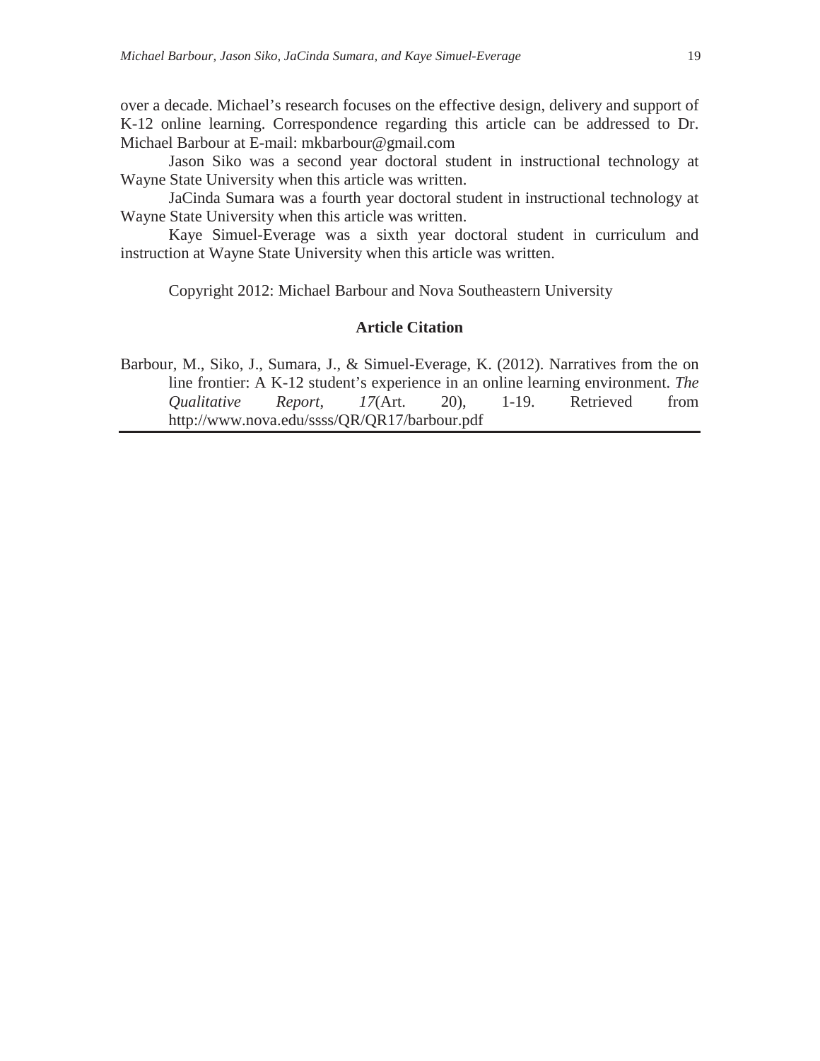over a decade. Michael's research focuses on the effective design, delivery and support of K-12 online learning. Correspondence regarding this article can be addressed to Dr. Michael Barbour at E-mail: mkbarbour@gmail.com

Jason Siko was a second year doctoral student in instructional technology at Wayne State University when this article was written.

JaCinda Sumara was a fourth year doctoral student in instructional technology at Wayne State University when this article was written.

Kaye Simuel-Everage was a sixth year doctoral student in curriculum and instruction at Wayne State University when this article was written.

Copyright 2012: Michael Barbour and Nova Southeastern University

**Article Citation**

Barbour, M., Siko, J., Sumara, J., & Simuel-Everage, K. (2012). Narratives from the on line frontier: A K-12 student's experience in an online learning environment. *The Qualitative Report*, *17*(Art. 20), 1-19. Retrieved from http://www.nova.edu/ssss/QR/QR17/barbour.pdf